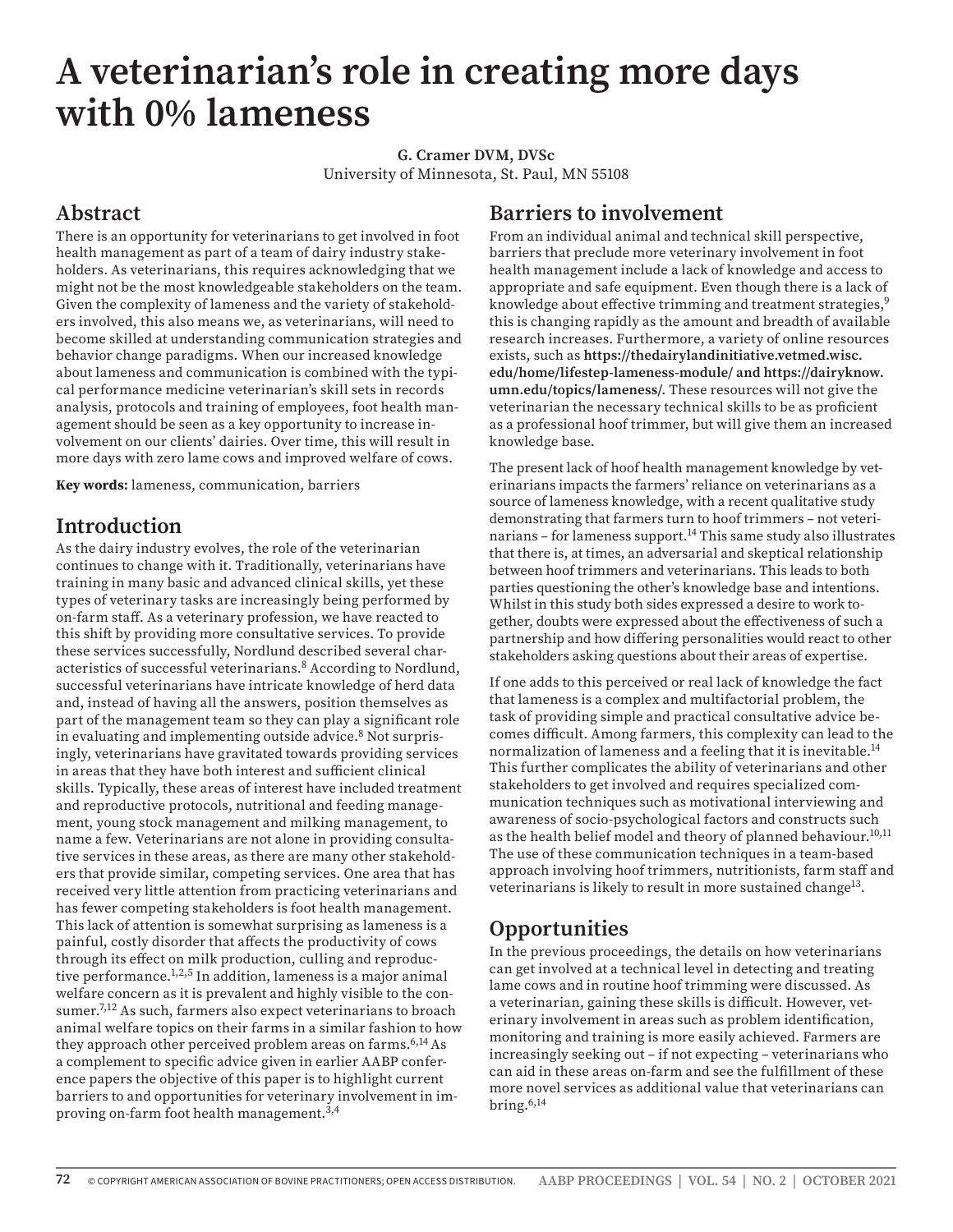# A veterinarian's role in creating more days with 0% lameness

**G. Cramer DVM, DVSc**
University of Minnesota, St. Paul, MN 55108

## Abstract

There is an opportunity for veterinarians to get involved in foot health management as part of a team of dairy industry stakeholders. As veterinarians, this requires acknowledging that we might not be the most knowledgeable stakeholders on the team. Given the complexity of lameness and the variety of stakeholders involved, this also means we, as veterinarians, will need to become skilled at understanding communication strategies and behavior change paradigms. When our increased knowledge about lameness and communication is combined with the typical performance medicine veterinarian's skill sets in records analysis, protocols and training of employees, foot health management should be seen as a key opportunity to increase involvement on our clients' dairies. Over time, this will result in more days with zero lame cows and improved welfare of cows.

**Key words:** lameness, communication, barriers

## Introduction

As the dairy industry evolves, the role of the veterinarian continues to change with it. Traditionally, veterinarians have training in many basic and advanced clinical skills, yet these types of veterinary tasks are increasingly being performed by on-farm staff. As a veterinary profession, we have reacted to this shift by providing more consultative services. To provide these services successfully, Nordlund described several characteristics of successful veterinarians.[8] According to Nordlund, successful veterinarians have intricate knowledge of herd data and, instead of having all the answers, position themselves as part of the management team so they can play a significant role in evaluating and implementing outside advice.[8] Not surprisingly, veterinarians have gravitated towards providing services in areas that they have both interest and sufficient clinical skills. Typically, these areas of interest have included treatment and reproductive protocols, nutritional and feeding management, young stock management and milking management, to name a few. Veterinarians are not alone in providing consultative services in these areas, as there are many other stakeholders that provide similar, competing services. One area that has received very little attention from practicing veterinarians and has fewer competing stakeholders is foot health management. This lack of attention is somewhat surprising as lameness is a painful, costly disorder that affects the productivity of cows through its effect on milk production, culling and reproductive performance.[1,2,5] In addition, lameness is a major animal welfare concern as it is prevalent and highly visible to the consumer.[7,12] As such, farmers also expect veterinarians to broach animal welfare topics on their farms in a similar fashion to how they approach other perceived problem areas on farms.[6,14] As a complement to specific advice given in earlier AABP conference papers the objective of this paper is to highlight current barriers to and opportunities for veterinary involvement in improving on-farm foot health management.[3,4]

## Barriers to involvement

From an individual animal and technical skill perspective, barriers that preclude more veterinary involvement in foot health management include a lack of knowledge and access to appropriate and safe equipment. Even though there is a lack of knowledge about effective trimming and treatment strategies,[9] this is changing rapidly as the amount and breadth of available research increases. Furthermore, a variety of online resources exists, such as **https://thedairylandinitiative.vetmed.wisc.edu/home/lifestep-lameness-module/ and https://dairyknow.umn.edu/topics/lameness/**. These resources will not give the veterinarian the necessary technical skills to be as proficient as a professional hoof trimmer, but will give them an increased knowledge base.

The present lack of hoof health management knowledge by veterinarians impacts the farmers' reliance on veterinarians as a source of lameness knowledge, with a recent qualitative study demonstrating that farmers turn to hoof trimmers – not veterinarians – for lameness support.[14] This same study also illustrates that there is, at times, an adversarial and skeptical relationship between hoof trimmers and veterinarians. This leads to both parties questioning the other's knowledge base and intentions. Whilst in this study both sides expressed a desire to work together, doubts were expressed about the effectiveness of such a partnership and how differing personalities would react to other stakeholders asking questions about their areas of expertise.

If one adds to this perceived or real lack of knowledge the fact that lameness is a complex and multifactorial problem, the task of providing simple and practical consultative advice becomes difficult. Among farmers, this complexity can lead to the normalization of lameness and a feeling that it is inevitable.[14] This further complicates the ability of veterinarians and other stakeholders to get involved and requires specialized communication techniques such as motivational interviewing and awareness of socio-psychological factors and constructs such as the health belief model and theory of planned behaviour.[10,11] The use of these communication techniques in a team-based approach involving hoof trimmers, nutritionists, farm staff and veterinarians is likely to result in more sustained change[13].

## Opportunities

In the previous proceedings, the details on how veterinarians can get involved at a technical level in detecting and treating lame cows and in routine hoof trimming were discussed. As a veterinarian, gaining these skills is difficult. However, veterinary involvement in areas such as problem identification, monitoring and training is more easily achieved. Farmers are increasingly seeking out – if not expecting – veterinarians who can aid in these areas on-farm and see the fulfillment of these more novel services as additional value that veterinarians can bring.[6,14]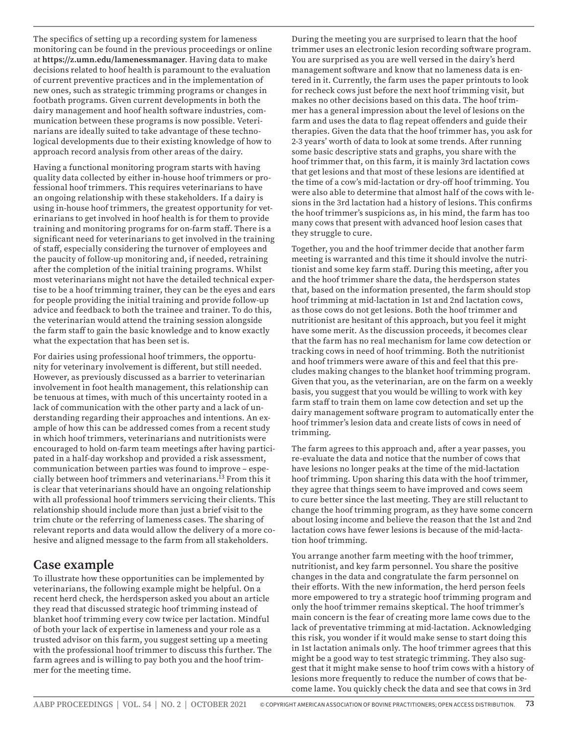The specifics of setting up a recording system for lameness monitoring can be found in the previous proceedings or online at **https://z.umn.edu/lamenessmanager**. Having data to make decisions related to hoof health is paramount to the evaluation of current preventive practices and in the implementation of new ones, such as strategic trimming programs or changes in footbath programs. Given current developments in both the dairy management and hoof health software industries, communication between these programs is now possible. Veterinarians are ideally suited to take advantage of these technological developments due to their existing knowledge of how to approach record analysis from other areas of the dairy.

Having a functional monitoring program starts with having quality data collected by either in-house hoof trimmers or professional hoof trimmers. This requires veterinarians to have an ongoing relationship with these stakeholders. If a dairy is using in-house hoof trimmers, the greatest opportunity for veterinarians to get involved in hoof health is for them to provide training and monitoring programs for on-farm staff. There is a significant need for veterinarians to get involved in the training of staff, especially considering the turnover of employees and the paucity of follow-up monitoring and, if needed, retraining after the completion of the initial training programs. Whilst most veterinarians might not have the detailed technical expertise to be a hoof trimming trainer, they can be the eyes and ears for people providing the initial training and provide follow-up advice and feedback to both the trainee and trainer. To do this, the veterinarian would attend the training session alongside the farm staff to gain the basic knowledge and to know exactly what the expectation that has been set is.

For dairies using professional hoof trimmers, the opportunity for veterinary involvement is different, but still needed. However, as previously discussed as a barrier to veterinarian involvement in foot health management, this relationship can be tenuous at times, with much of this uncertainty rooted in a lack of communication with the other party and a lack of understanding regarding their approaches and intentions. An example of how this can be addressed comes from a recent study in which hoof trimmers, veterinarians and nutritionists were encouraged to hold on-farm team meetings after having participated in a half-day workshop and provided a risk assessment, communication between parties was found to improve – especially between hoof trimmers and veterinarians.[13] From this it is clear that veterinarians should have an ongoing relationship with all professional hoof trimmers servicing their clients. This relationship should include more than just a brief visit to the trim chute or the referring of lameness cases. The sharing of relevant reports and data would allow the delivery of a more cohesive and aligned message to the farm from all stakeholders.

## Case example

To illustrate how these opportunities can be implemented by veterinarians, the following example might be helpful. On a recent herd check, the herdsperson asked you about an article they read that discussed strategic hoof trimming instead of blanket hoof trimming every cow twice per lactation. Mindful of both your lack of expertise in lameness and your role as a trusted advisor on this farm, you suggest setting up a meeting with the professional hoof trimmer to discuss this further. The farm agrees and is willing to pay both you and the hoof trimmer for the meeting time.

During the meeting you are surprised to learn that the hoof trimmer uses an electronic lesion recording software program. You are surprised as you are well versed in the dairy's herd management software and know that no lameness data is entered in it. Currently, the farm uses the paper printouts to look for recheck cows just before the next hoof trimming visit, but makes no other decisions based on this data. The hoof trimmer has a general impression about the level of lesions on the farm and uses the data to flag repeat offenders and guide their therapies. Given the data that the hoof trimmer has, you ask for 2-3 years' worth of data to look at some trends. After running some basic descriptive stats and graphs, you share with the hoof trimmer that, on this farm, it is mainly 3rd lactation cows that get lesions and that most of these lesions are identified at the time of a cow's mid-lactation or dry-off hoof trimming. You were also able to determine that almost half of the cows with lesions in the 3rd lactation had a history of lesions. This confirms the hoof trimmer's suspicions as, in his mind, the farm has too many cows that present with advanced hoof lesion cases that they struggle to cure.

Together, you and the hoof trimmer decide that another farm meeting is warranted and this time it should involve the nutritionist and some key farm staff. During this meeting, after you and the hoof trimmer share the data, the herdsperson states that, based on the information presented, the farm should stop hoof trimming at mid-lactation in 1st and 2nd lactation cows, as those cows do not get lesions. Both the hoof trimmer and nutritionist are hesitant of this approach, but you feel it might have some merit. As the discussion proceeds, it becomes clear that the farm has no real mechanism for lame cow detection or tracking cows in need of hoof trimming. Both the nutritionist and hoof trimmers were aware of this and feel that this precludes making changes to the blanket hoof trimming program. Given that you, as the veterinarian, are on the farm on a weekly basis, you suggest that you would be willing to work with key farm staff to train them on lame cow detection and set up the dairy management software program to automatically enter the hoof trimmer's lesion data and create lists of cows in need of trimming.

The farm agrees to this approach and, after a year passes, you re-evaluate the data and notice that the number of cows that have lesions no longer peaks at the time of the mid-lactation hoof trimming. Upon sharing this data with the hoof trimmer, they agree that things seem to have improved and cows seem to cure better since the last meeting. They are still reluctant to change the hoof trimming program, as they have some concern about losing income and believe the reason that the 1st and 2nd lactation cows have fewer lesions is because of the mid-lactation hoof trimming.

You arrange another farm meeting with the hoof trimmer, nutritionist, and key farm personnel. You share the positive changes in the data and congratulate the farm personnel on their efforts. With the new information, the herd person feels more empowered to try a strategic hoof trimming program and only the hoof trimmer remains skeptical. The hoof trimmer's main concern is the fear of creating more lame cows due to the lack of preventative trimming at mid-lactation. Acknowledging this risk, you wonder if it would make sense to start doing this in 1st lactation animals only. The hoof trimmer agrees that this might be a good way to test strategic trimming. They also suggest that it might make sense to hoof trim cows with a history of lesions more frequently to reduce the number of cows that become lame. You quickly check the data and see that cows in 3rd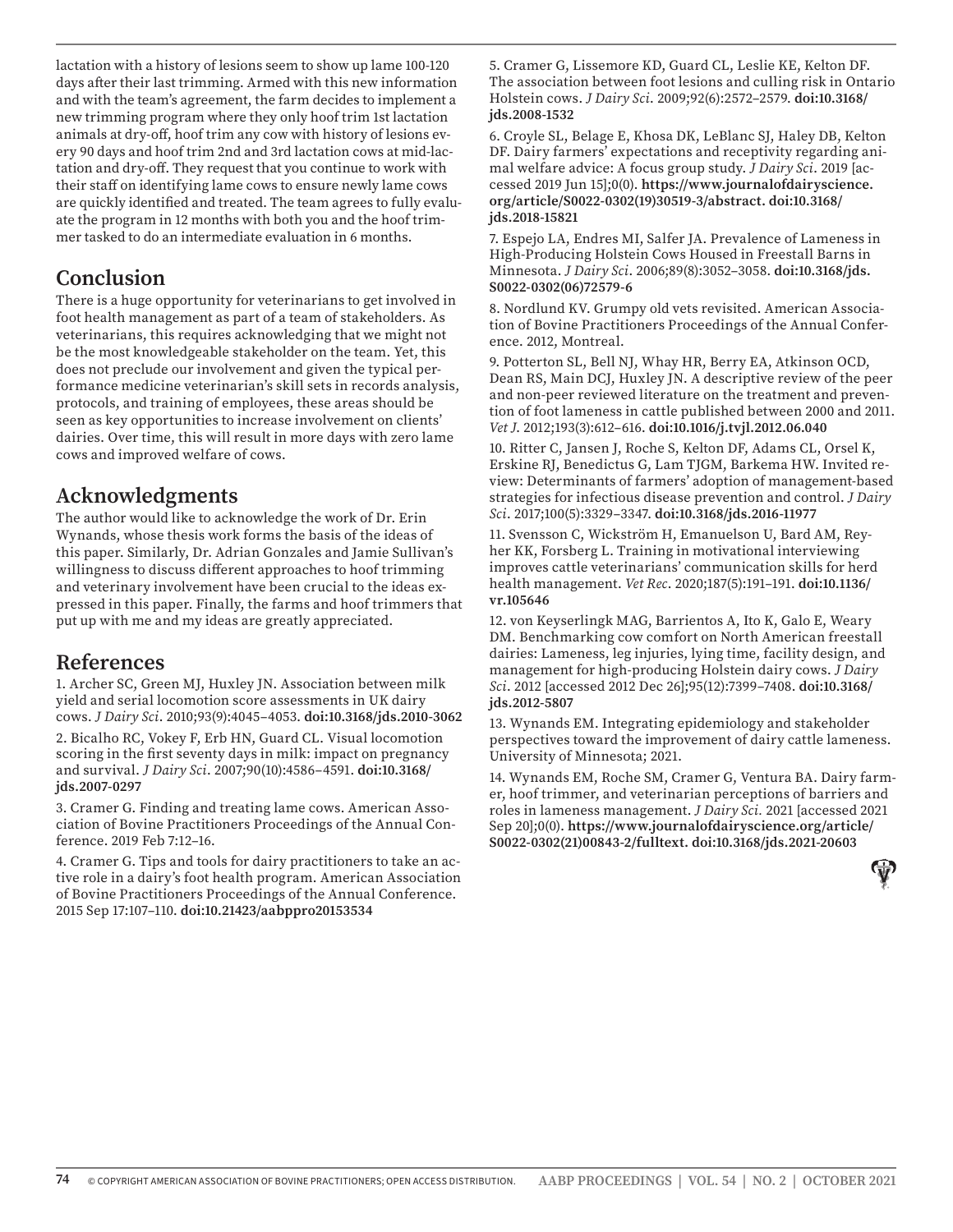lactation with a history of lesions seem to show up lame 100-120 days after their last trimming. Armed with this new information and with the team's agreement, the farm decides to implement a new trimming program where they only hoof trim 1st lactation animals at dry-off, hoof trim any cow with history of lesions every 90 days and hoof trim 2nd and 3rd lactation cows at mid-lactation and dry-off. They request that you continue to work with their staff on identifying lame cows to ensure newly lame cows are quickly identified and treated. The team agrees to fully evaluate the program in 12 months with both you and the hoof trimmer tasked to do an intermediate evaluation in 6 months.

## Conclusion

There is a huge opportunity for veterinarians to get involved in foot health management as part of a team of stakeholders. As veterinarians, this requires acknowledging that we might not be the most knowledgeable stakeholder on the team. Yet, this does not preclude our involvement and given the typical performance medicine veterinarian's skill sets in records analysis, protocols, and training of employees, these areas should be seen as key opportunities to increase involvement on clients' dairies. Over time, this will result in more days with zero lame cows and improved welfare of cows.

## Acknowledgments

The author would like to acknowledge the work of Dr. Erin Wynands, whose thesis work forms the basis of the ideas of this paper. Similarly, Dr. Adrian Gonzales and Jamie Sullivan's willingness to discuss different approaches to hoof trimming and veterinary involvement have been crucial to the ideas expressed in this paper. Finally, the farms and hoof trimmers that put up with me and my ideas are greatly appreciated.

## References

1. Archer SC, Green MJ, Huxley JN. Association between milk yield and serial locomotion score assessments in UK dairy cows. *J Dairy Sci*. 2010;93(9):4045–4053. **doi:10.3168/jds.2010-3062**

2. Bicalho RC, Vokey F, Erb HN, Guard CL. Visual locomotion scoring in the first seventy days in milk: impact on pregnancy and survival. *J Dairy Sci*. 2007;90(10):4586–4591. **doi:10.3168/jds.2007-0297**

3. Cramer G. Finding and treating lame cows. American Association of Bovine Practitioners Proceedings of the Annual Conference. 2019 Feb 7:12–16.

4. Cramer G. Tips and tools for dairy practitioners to take an active role in a dairy's foot health program. American Association of Bovine Practitioners Proceedings of the Annual Conference. 2015 Sep 17:107–110. **doi:10.21423/aabppro20153534**

5. Cramer G, Lissemore KD, Guard CL, Leslie KE, Kelton DF. The association between foot lesions and culling risk in Ontario Holstein cows. *J Dairy Sci*. 2009;92(6):2572–2579. **doi:10.3168/jds.2008-1532**

6. Croyle SL, Belage E, Khosa DK, LeBlanc SJ, Haley DB, Kelton DF. Dairy farmers' expectations and receptivity regarding animal welfare advice: A focus group study. *J Dairy Sci*. 2019 [accessed 2019 Jun 15];0(0). **https://www.journalofdairyscience.org/article/S0022-0302(19)30519-3/abstract. doi:10.3168/jds.2018-15821**

7. Espejo LA, Endres MI, Salfer JA. Prevalence of Lameness in High-Producing Holstein Cows Housed in Freestall Barns in Minnesota. *J Dairy Sci*. 2006;89(8):3052–3058. **doi:10.3168/jds.S0022-0302(06)72579-6**

8. Nordlund KV. Grumpy old vets revisited. American Association of Bovine Practitioners Proceedings of the Annual Conference. 2012, Montreal.

9. Potterton SL, Bell NJ, Whay HR, Berry EA, Atkinson OCD, Dean RS, Main DCJ, Huxley JN. A descriptive review of the peer and non-peer reviewed literature on the treatment and prevention of foot lameness in cattle published between 2000 and 2011. *Vet J*. 2012;193(3):612–616. **doi:10.1016/j.tvjl.2012.06.040**

10. Ritter C, Jansen J, Roche S, Kelton DF, Adams CL, Orsel K, Erskine RJ, Benedictus G, Lam TJGM, Barkema HW. Invited review: Determinants of farmers' adoption of management-based strategies for infectious disease prevention and control. *J Dairy Sci*. 2017;100(5):3329–3347. **doi:10.3168/jds.2016-11977**

11. Svensson C, Wickström H, Emanuelson U, Bard AM, Reyher KK, Forsberg L. Training in motivational interviewing improves cattle veterinarians' communication skills for herd health management. *Vet Rec*. 2020;187(5):191–191. **doi:10.1136/vr.105646**

12. von Keyserlingk MAG, Barrientos A, Ito K, Galo E, Weary DM. Benchmarking cow comfort on North American freestall dairies: Lameness, leg injuries, lying time, facility design, and management for high-producing Holstein dairy cows. *J Dairy Sci*. 2012 [accessed 2012 Dec 26];95(12):7399–7408. **doi:10.3168/jds.2012-5807**

13. Wynands EM. Integrating epidemiology and stakeholder perspectives toward the improvement of dairy cattle lameness. University of Minnesota; 2021.

14. Wynands EM, Roche SM, Cramer G, Ventura BA. Dairy farmer, hoof trimmer, and veterinarian perceptions of barriers and roles in lameness management. *J Dairy Sci.* 2021 [accessed 2021 Sep 20];0(0). **https://www.journalofdairyscience.org/article/S0022-0302(21)00843-2/fulltext. doi:10.3168/jds.2021-20603**